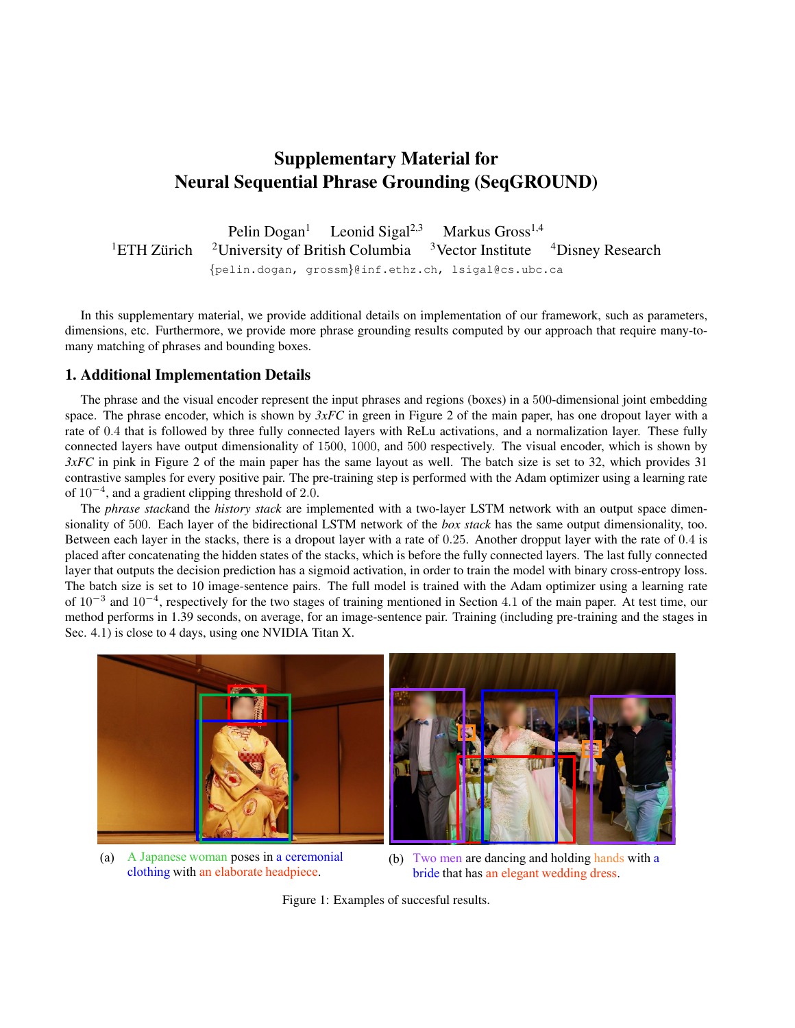# Supplementary Material for Neural Sequential Phrase Grounding (SeqGROUND)

Pelin Dogan[1] Leonid Sigal[2,3] Markus Gross[1,4]

[1]ETH Zürich [2]University of British Columbia [3]Vector Institute [4]Disney Research

{pelin.dogan, grossm}@inf.ethz.ch, lsigal@cs.ubc.ca

In this supplementary material, we provide additional details on implementation of our framework, such as parameters, dimensions, etc. Furthermore, we provide more phrase grounding results computed by our approach that require many-to-many matching of phrases and bounding boxes.

## 1. Additional Implementation Details

The phrase and the visual encoder represent the input phrases and regions (boxes) in a 500-dimensional joint embedding space. The phrase encoder, which is shown by *3xFC* in green in Figure 2 of the main paper, has one dropout layer with a rate of 0.4 that is followed by three fully connected layers with ReLu activations, and a normalization layer. These fully connected layers have output dimensionality of 1500, 1000, and 500 respectively. The visual encoder, which is shown by *3xFC* in pink in Figure 2 of the main paper has the same layout as well. The batch size is set to 32, which provides 31 contrastive samples for every positive pair. The pre-training step is performed with the Adam optimizer using a learning rate of $10^{-4}$, and a gradient clipping threshold of 2.0.

The *phrase stack*and the *history stack* are implemented with a two-layer LSTM network with an output space dimensionality of 500. Each layer of the bidirectional LSTM network of the *box stack* has the same output dimensionality, too. Between each layer in the stacks, there is a dropout layer with a rate of 0.25. Another dropput layer with the rate of 0.4 is placed after concatenating the hidden states of the stacks, which is before the fully connected layers. The last fully connected layer that outputs the decision prediction has a sigmoid activation, in order to train the model with binary cross-entropy loss. The batch size is set to 10 image-sentence pairs. The full model is trained with the Adam optimizer using a learning rate of $10^{-3}$ and $10^{-4}$, respectively for the two stages of training mentioned in Section 4.1 of the main paper. At test time, our method performs in 1.39 seconds, on average, for an image-sentence pair. Training (including pre-training and the stages in Sec. 4.1) is close to 4 days, using one NVIDIA Titan X.

(a) A Japanese woman poses in a ceremonial clothing with an elaborate headpiece.

(b) Two men are dancing and holding hands with a bride that has an elegant wedding dress.

Figure 1: Examples of succesful results.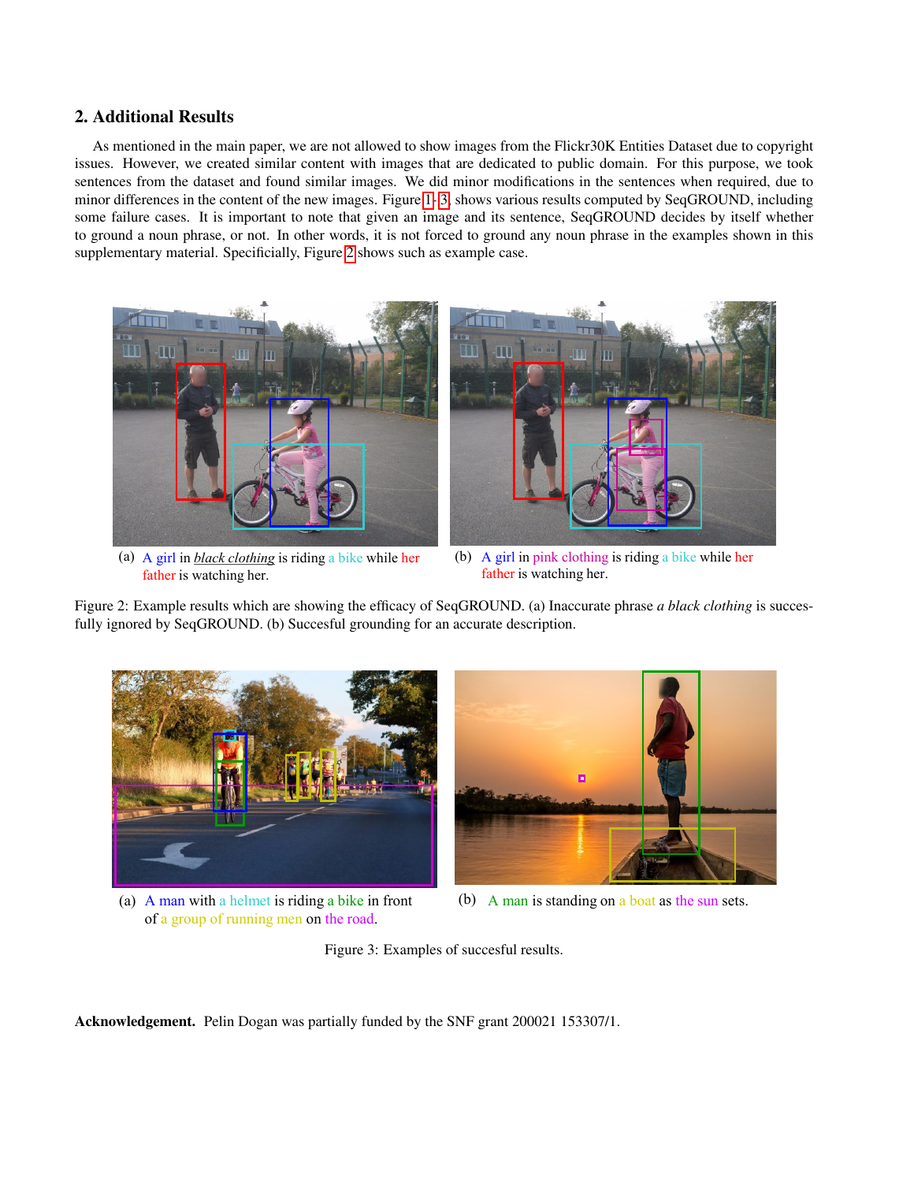## 2. Additional Results

As mentioned in the main paper, we are not allowed to show images from the Flickr30K Entities Dataset due to copyright issues. However, we created similar content with images that are dedicated to public domain. For this purpose, we took sentences from the dataset and found similar images. We did minor modifications in the sentences when required, due to minor differences in the content of the new images. Figure 1- 3, shows various results computed by SeqGROUND, including some failure cases. It is important to note that given an image and its sentence, SeqGROUND decides by itself whether to ground a noun phrase, or not. In other words, it is not forced to ground any noun phrase in the examples shown in this supplementary material. Specificially, Figure 2 shows such as example case.

(a) A girl in *black clothing* is riding a bike while her father is watching her.

(b) A girl in pink clothing is riding a bike while her father is watching her.

Figure 2: Example results which are showing the efficacy of SeqGROUND. (a) Inaccurate phrase *a black clothing* is successfully ignored by SeqGROUND. (b) Succesful grounding for an accurate description.

(a) A man with a helmet is riding a bike in front of a group of running men on the road.

(b) A man is standing on a boat as the sun sets.

Figure 3: Examples of succesful results.

**Acknowledgement.** Pelin Dogan was partially funded by the SNF grant 200021 153307/1.